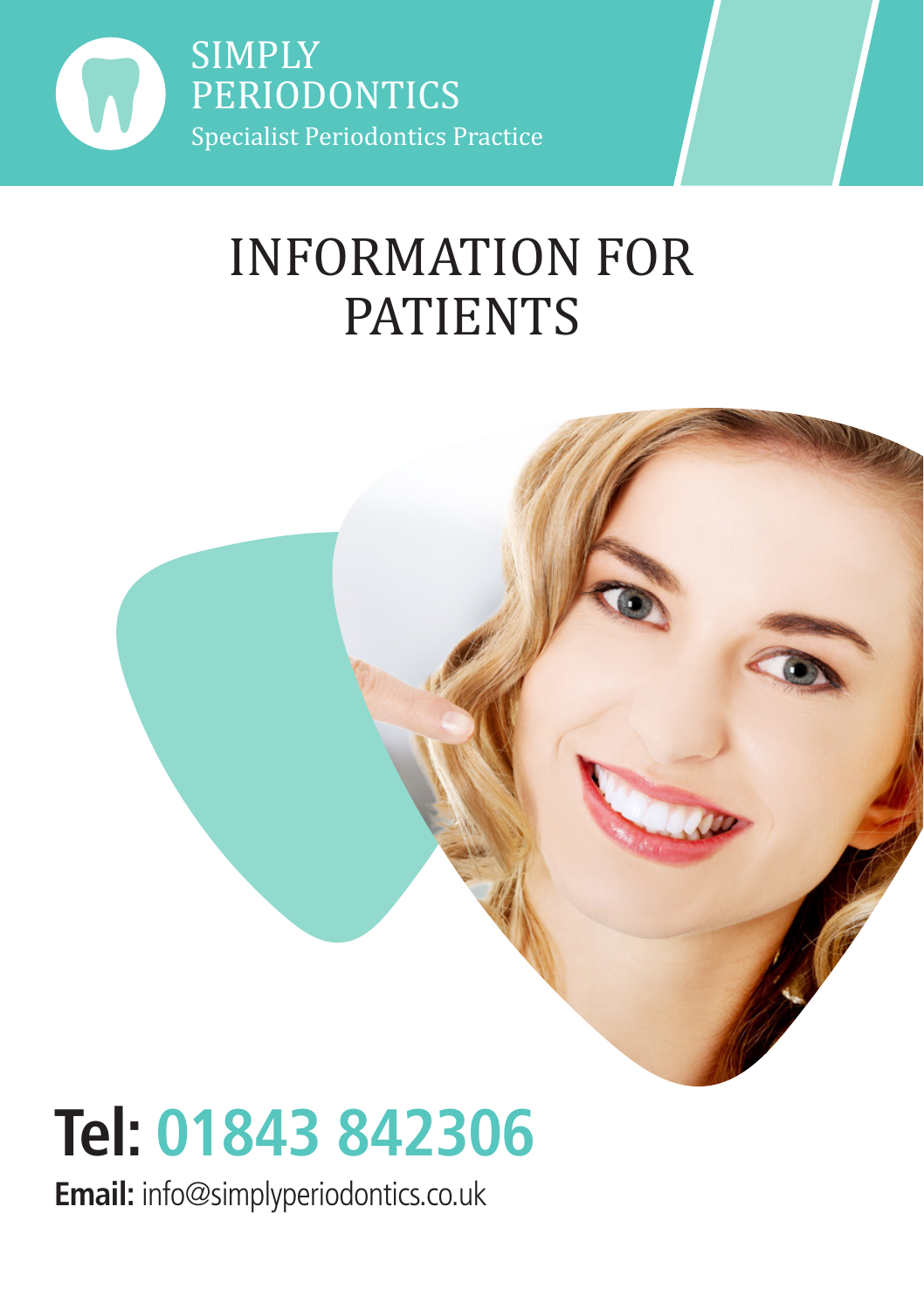SIMPLY
PERIODONTICS
Specialist Periodontics Practice

# INFORMATION FOR PATIENTS

## Tel: 01843 842306

**Email:** info@simplyperiodontics.co.uk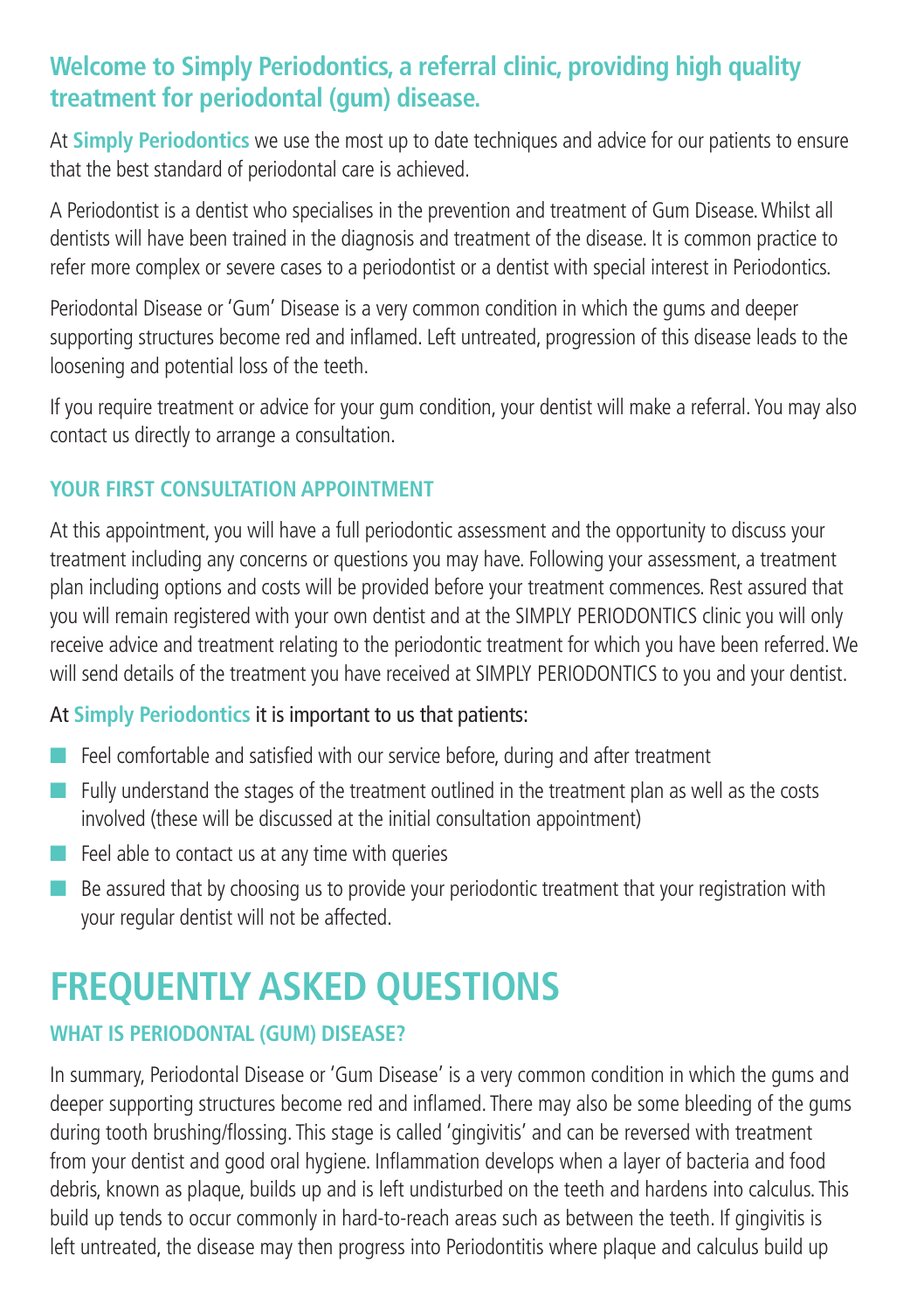## Welcome to Simply Periodontics, a referral clinic, providing high quality treatment for periodontal (gum) disease.

At **Simply Periodontics** we use the most up to date techniques and advice for our patients to ensure that the best standard of periodontal care is achieved.

A Periodontist is a dentist who specialises in the prevention and treatment of Gum Disease. Whilst all dentists will have been trained in the diagnosis and treatment of the disease. It is common practice to refer more complex or severe cases to a periodontist or a dentist with special interest in Periodontics.

Periodontal Disease or 'Gum' Disease is a very common condition in which the gums and deeper supporting structures become red and inflamed. Left untreated, progression of this disease leads to the loosening and potential loss of the teeth.

If you require treatment or advice for your gum condition, your dentist will make a referral. You may also contact us directly to arrange a consultation.

### YOUR FIRST CONSULTATION APPOINTMENT

At this appointment, you will have a full periodontic assessment and the opportunity to discuss your treatment including any concerns or questions you may have. Following your assessment, a treatment plan including options and costs will be provided before your treatment commences. Rest assured that you will remain registered with your own dentist and at the SIMPLY PERIODONTICS clinic you will only receive advice and treatment relating to the periodontic treatment for which you have been referred. We will send details of the treatment you have received at SIMPLY PERIODONTICS to you and your dentist.

At **Simply Periodontics** it is important to us that patients:

- Feel comfortable and satisfied with our service before, during and after treatment
- Fully understand the stages of the treatment outlined in the treatment plan as well as the costs involved (these will be discussed at the initial consultation appointment)
- Feel able to contact us at any time with queries
- Be assured that by choosing us to provide your periodontic treatment that your registration with your regular dentist will not be affected.

# FREQUENTLY ASKED QUESTIONS

### WHAT IS PERIODONTAL (GUM) DISEASE?

In summary, Periodontal Disease or 'Gum Disease' is a very common condition in which the gums and deeper supporting structures become red and inflamed. There may also be some bleeding of the gums during tooth brushing/flossing. This stage is called 'gingivitis' and can be reversed with treatment from your dentist and good oral hygiene. Inflammation develops when a layer of bacteria and food debris, known as plaque, builds up and is left undisturbed on the teeth and hardens into calculus. This build up tends to occur commonly in hard-to-reach areas such as between the teeth. If gingivitis is left untreated, the disease may then progress into Periodontitis where plaque and calculus build up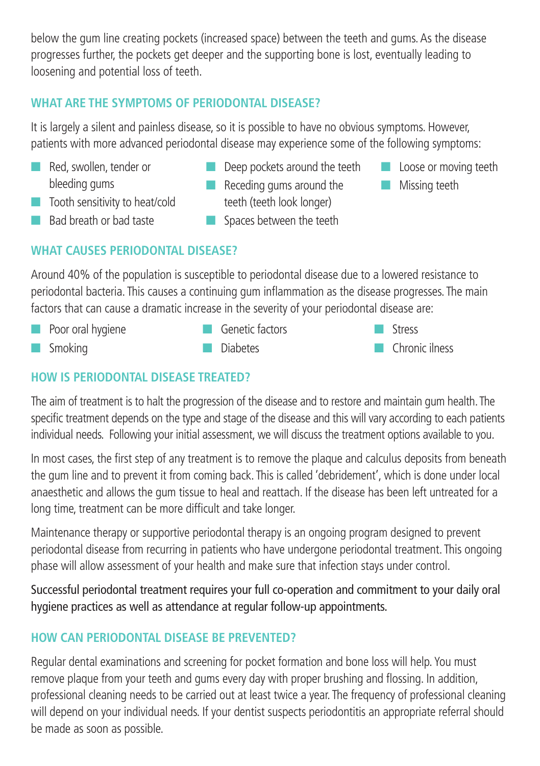below the gum line creating pockets (increased space) between the teeth and gums. As the disease progresses further, the pockets get deeper and the supporting bone is lost, eventually leading to loosening and potential loss of teeth.

## WHAT ARE THE SYMPTOMS OF PERIODONTAL DISEASE?

It is largely a silent and painless disease, so it is possible to have no obvious symptoms. However, patients with more advanced periodontal disease may experience some of the following symptoms:

- Red, swollen, tender or bleeding gums
- Tooth sensitivity to heat/cold
- Bad breath or bad taste
- Deep pockets around the teeth
- Receding gums around the teeth (teeth look longer)
- Spaces between the teeth
- Loose or moving teeth
- Missing teeth

## WHAT CAUSES PERIODONTAL DISEASE?

Around 40% of the population is susceptible to periodontal disease due to a lowered resistance to periodontal bacteria. This causes a continuing gum inflammation as the disease progresses. The main factors that can cause a dramatic increase in the severity of your periodontal disease are:

- Poor oral hygiene
- Smoking
- Genetic factors
- Diabetes
- Stress
- Chronic ilness

## HOW IS PERIODONTAL DISEASE TREATED?

The aim of treatment is to halt the progression of the disease and to restore and maintain gum health. The specific treatment depends on the type and stage of the disease and this will vary according to each patients individual needs. Following your initial assessment, we will discuss the treatment options available to you.

In most cases, the first step of any treatment is to remove the plaque and calculus deposits from beneath the gum line and to prevent it from coming back. This is called 'debridement', which is done under local anaesthetic and allows the gum tissue to heal and reattach. If the disease has been left untreated for a long time, treatment can be more difficult and take longer.

Maintenance therapy or supportive periodontal therapy is an ongoing program designed to prevent periodontal disease from recurring in patients who have undergone periodontal treatment. This ongoing phase will allow assessment of your health and make sure that infection stays under control.

Successful periodontal treatment requires your full co-operation and commitment to your daily oral hygiene practices as well as attendance at regular follow-up appointments.

## HOW CAN PERIODONTAL DISEASE BE PREVENTED?

Regular dental examinations and screening for pocket formation and bone loss will help. You must remove plaque from your teeth and gums every day with proper brushing and flossing. In addition, professional cleaning needs to be carried out at least twice a year. The frequency of professional cleaning will depend on your individual needs. If your dentist suspects periodontitis an appropriate referral should be made as soon as possible.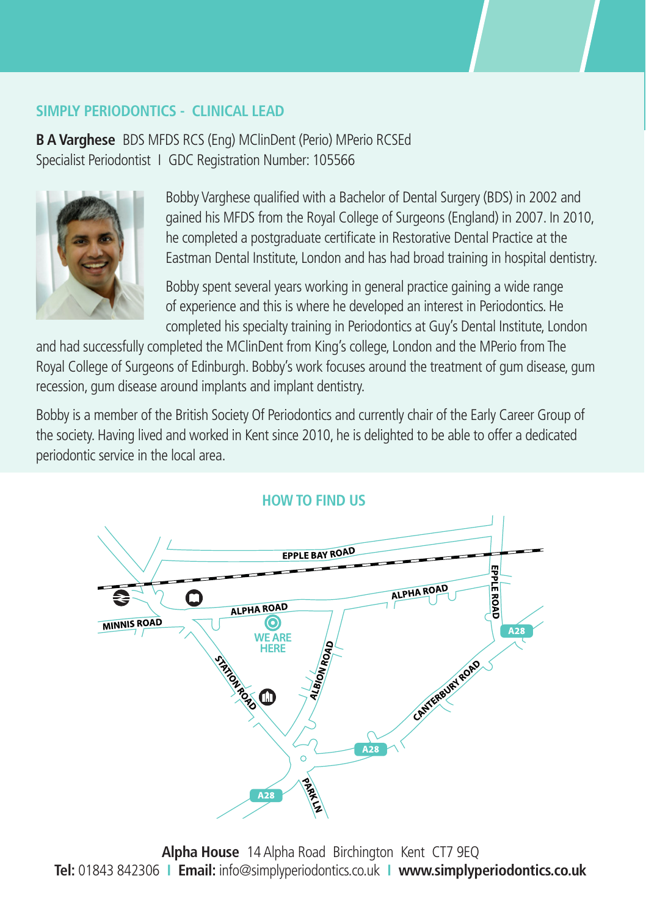## SIMPLY PERIODONTICS - CLINICAL LEAD

**B A Varghese** BDS MFDS RCS (Eng) MClinDent (Perio) MPerio RCSEd
Specialist Periodontist I GDC Registration Number: 105566

Bobby Varghese qualified with a Bachelor of Dental Surgery (BDS) in 2002 and gained his MFDS from the Royal College of Surgeons (England) in 2007. In 2010, he completed a postgraduate certificate in Restorative Dental Practice at the Eastman Dental Institute, London and has had broad training in hospital dentistry.

Bobby spent several years working in general practice gaining a wide range of experience and this is where he developed an interest in Periodontics. He completed his specialty training in Periodontics at Guy's Dental Institute, London and had successfully completed the MClinDent from King's college, London and the MPerio from The Royal College of Surgeons of Edinburgh. Bobby's work focuses around the treatment of gum disease, gum recession, gum disease around implants and implant dentistry.

Bobby is a member of the British Society Of Periodontics and currently chair of the Early Career Group of the society. Having lived and worked in Kent since 2010, he is delighted to be able to offer a dedicated periodontic service in the local area.

## HOW TO FIND US

EPPLE BAY ROAD
ALPHA ROAD
ALPHA ROAD
EPPLE ROAD
MINNIS ROAD
WE ARE HERE
A28
STATION ROAD
ALBION ROAD
CANTERBURY ROAD
A28
A28
PARK LN

**Alpha House** 14 Alpha Road Birchington Kent CT7 9EQ
**Tel:** 01843 842306 I **Email:** info@simplyperiodontics.co.uk I **www.simplyperiodontics.co.uk**